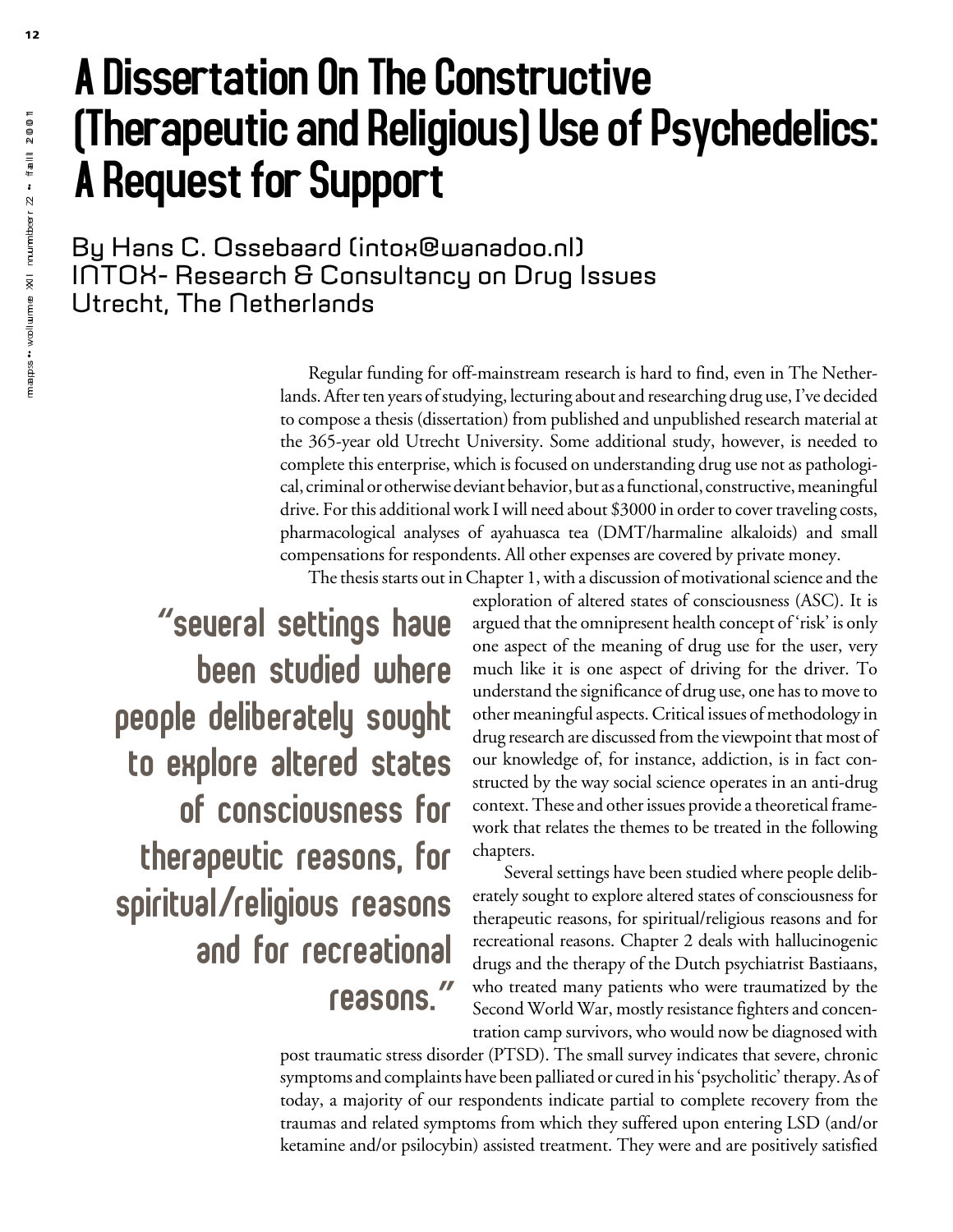# A Dissertation On The Constructive (Therapeutic and Religious) Use of Psychedelics: A Request for Support

By Hans C. Ossebaard (intox@wanadoo.nl)
INTOX- Research & Consultancy on Drug Issues
Utrecht, The Netherlands

Regular funding for off-mainstream research is hard to find, even in The Netherlands. After ten years of studying, lecturing about and researching drug use, I've decided to compose a thesis (dissertation) from published and unpublished research material at the 365-year old Utrecht University. Some additional study, however, is needed to complete this enterprise, which is focused on understanding drug use not as pathological, criminal or otherwise deviant behavior, but as a functional, constructive, meaningful drive. For this additional work I will need about $3000 in order to cover traveling costs, pharmacological analyses of ayahuasca tea (DMT/harmaline alkaloids) and small compensations for respondents. All other expenses are covered by private money.

The thesis starts out in Chapter 1, with a discussion of motivational science and the exploration of altered states of consciousness (ASC). It is argued that the omnipresent health concept of 'risk' is only one aspect of the meaning of drug use for the user, very much like it is one aspect of driving for the driver. To understand the significance of drug use, one has to move to other meaningful aspects. Critical issues of methodology in drug research are discussed from the viewpoint that most of our knowledge of, for instance, addiction, is in fact constructed by the way social science operates in an anti-drug context. These and other issues provide a theoretical framework that relates the themes to be treated in the following chapters.

> "several settings have been studied where people deliberately sought to explore altered states of consciousness for therapeutic reasons, for spiritual/religious reasons and for recreational reasons."

Several settings have been studied where people deliberately sought to explore altered states of consciousness for therapeutic reasons, for spiritual/religious reasons and for recreational reasons. Chapter 2 deals with hallucinogenic drugs and the therapy of the Dutch psychiatrist Bastiaans, who treated many patients who were traumatized by the Second World War, mostly resistance fighters and concentration camp survivors, who would now be diagnosed with post traumatic stress disorder (PTSD). The small survey indicates that severe, chronic symptoms and complaints have been palliated or cured in his 'psycholitic' therapy. As of today, a majority of our respondents indicate partial to complete recovery from the traumas and related symptoms from which they suffered upon entering LSD (and/or ketamine and/or psilocybin) assisted treatment. They were and are positively satisfied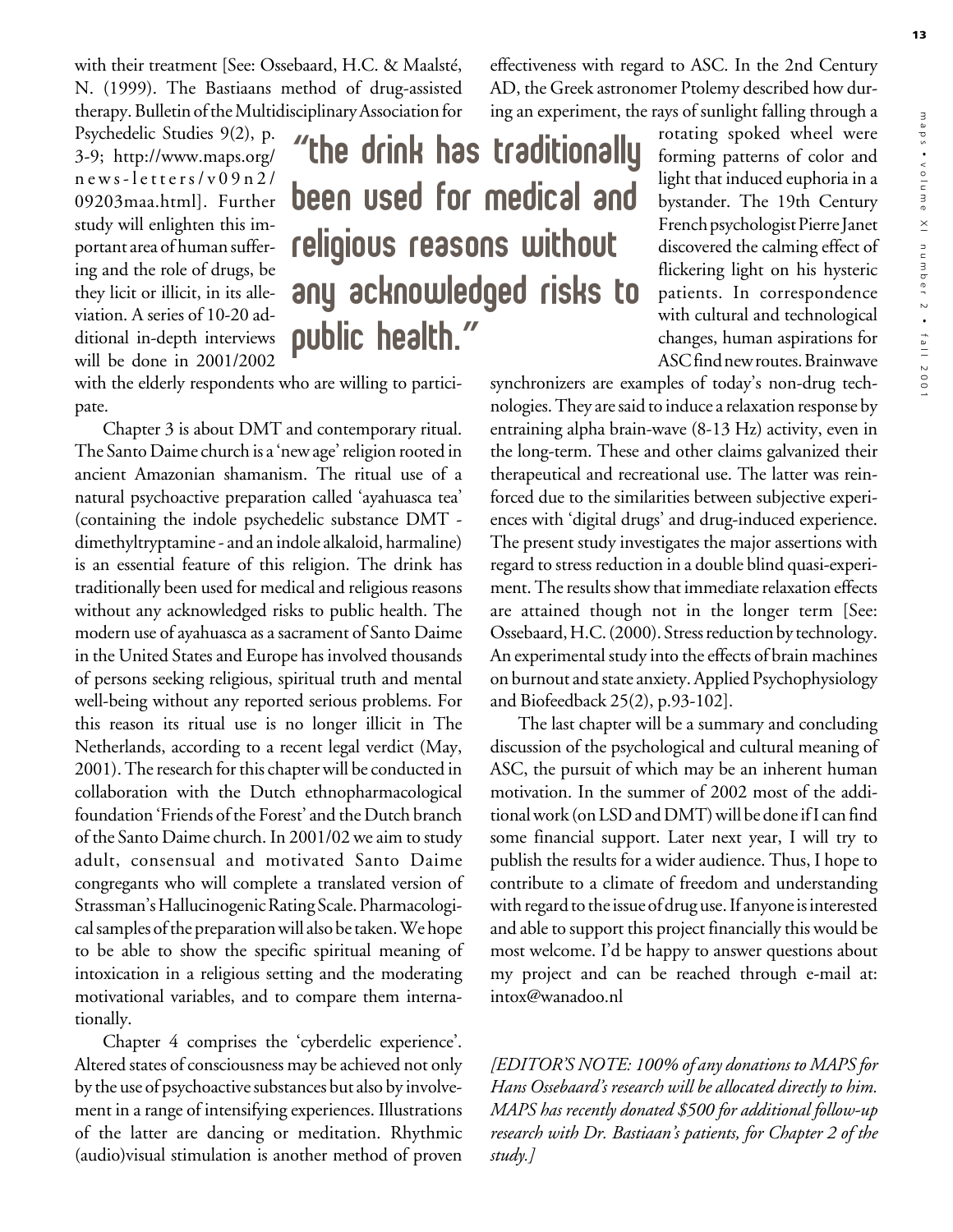with their treatment [See: Ossebaard, H.C. & Maalsté, N. (1999). The Bastiaans method of drug-assisted therapy. Bulletin of the Multidisciplinary Association for Psychedelic Studies 9(2), p. 3-9; http://www.maps.org/news-letters/v09n2/09203maa.html]. Further study will enlighten this important area of human suffering and the role of drugs, be they licit or illicit, in its alleviation. A series of 10-20 additional in-depth interviews will be done in 2001/2002 with the elderly respondents who are willing to participate.

> "the drink has traditionally been used for medical and religious reasons without any acknowledged risks to public health."

Chapter 3 is about DMT and contemporary ritual. The Santo Daime church is a 'new age' religion rooted in ancient Amazonian shamanism. The ritual use of a natural psychoactive preparation called 'ayahuasca tea' (containing the indole psychedelic substance DMT - dimethyltryptamine - and an indole alkaloid, harmaline) is an essential feature of this religion. The drink has traditionally been used for medical and religious reasons without any acknowledged risks to public health. The modern use of ayahuasca as a sacrament of Santo Daime in the United States and Europe has involved thousands of persons seeking religious, spiritual truth and mental well-being without any reported serious problems. For this reason its ritual use is no longer illicit in The Netherlands, according to a recent legal verdict (May, 2001). The research for this chapter will be conducted in collaboration with the Dutch ethnopharmacological foundation 'Friends of the Forest' and the Dutch branch of the Santo Daime church. In 2001/02 we aim to study adult, consensual and motivated Santo Daime congregants who will complete a translated version of Strassman's Hallucinogenic Rating Scale. Pharmacological samples of the preparation will also be taken. We hope to be able to show the specific spiritual meaning of intoxication in a religious setting and the moderating motivational variables, and to compare them internationally.

Chapter 4 comprises the 'cyberdelic experience'. Altered states of consciousness may be achieved not only by the use of psychoactive substances but also by involvement in a range of intensifying experiences. Illustrations of the latter are dancing or meditation. Rhythmic (audio)visual stimulation is another method of proven effectiveness with regard to ASC. In the 2nd Century AD, the Greek astronomer Ptolemy described how during an experiment, the rays of sunlight falling through a rotating spoked wheel were forming patterns of color and light that induced euphoria in a bystander. The 19th Century French psychologist Pierre Janet discovered the calming effect of flickering light on his hysteric patients. In correspondence with cultural and technological changes, human aspirations for ASC find new routes. Brainwave synchronizers are examples of today's non-drug technologies. They are said to induce a relaxation response by entraining alpha brain-wave (8-13 Hz) activity, even in the long-term. These and other claims galvanized their therapeutical and recreational use. The latter was reinforced due to the similarities between subjective experiences with 'digital drugs' and drug-induced experience. The present study investigates the major assertions with regard to stress reduction in a double blind quasi-experiment. The results show that immediate relaxation effects are attained though not in the longer term [See: Ossebaard, H.C. (2000). Stress reduction by technology. An experimental study into the effects of brain machines on burnout and state anxiety. Applied Psychophysiology and Biofeedback 25(2), p.93-102].

The last chapter will be a summary and concluding discussion of the psychological and cultural meaning of ASC, the pursuit of which may be an inherent human motivation. In the summer of 2002 most of the additional work (on LSD and DMT) will be done if I can find some financial support. Later next year, I will try to publish the results for a wider audience. Thus, I hope to contribute to a climate of freedom and understanding with regard to the issue of drug use. If anyone is interested and able to support this project financially this would be most welcome. I'd be happy to answer questions about my project and can be reached through e-mail at: intox@wanadoo.nl

*[EDITOR'S NOTE: 100% of any donations to MAPS for Hans Ossebaard's research will be allocated directly to him. MAPS has recently donated $500 for additional follow-up research with Dr. Bastiaan's patients, for Chapter 2 of the study.]*